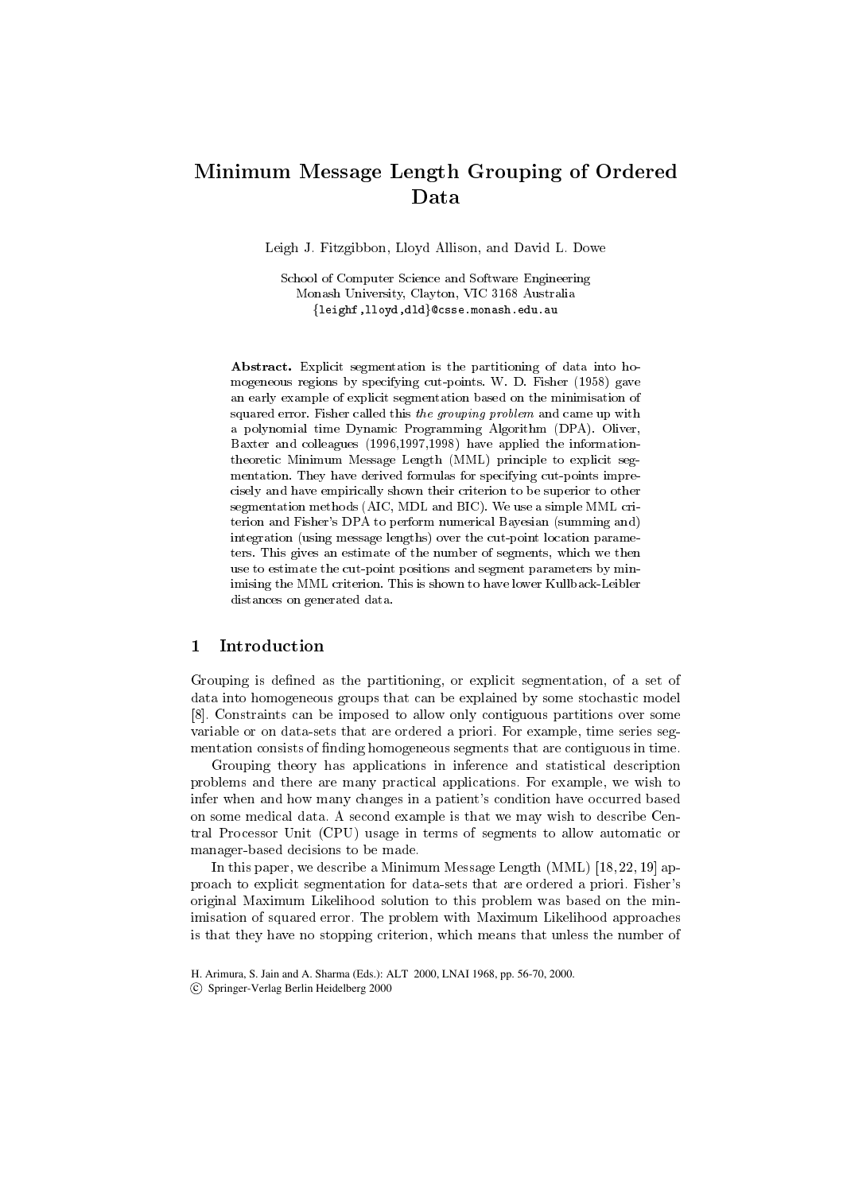# Minimum Message Length Grouping of Ordered Data

Leigh J. Fitzgibbon, Lloyd Allison, and David L. Dowe

School of Computer Science and Software Engineering
Monash University, Clayton, VIC 3168 Australia
{leighf,lloyd,dld}@csse.monash.edu.au

**Abstract.** Explicit segmentation is the partitioning of data into homogeneous regions by specifying cut-points. W. D. Fisher (1958) gave an early example of explicit segmentation based on the minimisation of squared error. Fisher called this *the grouping problem* and came up with a polynomial time Dynamic Programming Algorithm (DPA). Oliver, Baxter and colleagues (1996,1997,1998) have applied the information-theoretic Minimum Message Length (MML) principle to explicit segmentation. They have derived formulas for specifying cut-points imprecisely and have empirically shown their criterion to be superior to other segmentation methods (AIC, MDL and BIC). We use a simple MML criterion and Fisher's DPA to perform numerical Bayesian (summing and) integration (using message lengths) over the cut-point location parameters. This gives an estimate of the number of segments, which we then use to estimate the cut-point positions and segment parameters by minimising the MML criterion. This is shown to have lower Kullback-Leibler distances on generated data.

## 1 Introduction

Grouping is defined as the partitioning, or explicit segmentation, of a set of data into homogeneous groups that can be explained by some stochastic model [8]. Constraints can be imposed to allow only contiguous partitions over some variable or on data-sets that are ordered a priori. For example, time series segmentation consists of finding homogeneous segments that are contiguous in time.

Grouping theory has applications in inference and statistical description problems and there are many practical applications. For example, we wish to infer when and how many changes in a patient's condition have occurred based on some medical data. A second example is that we may wish to describe Central Processor Unit (CPU) usage in terms of segments to allow automatic or manager-based decisions to be made.

In this paper, we describe a Minimum Message Length (MML) [18, 22, 19] approach to explicit segmentation for data-sets that are ordered a priori. Fisher's original Maximum Likelihood solution to this problem was based on the minimisation of squared error. The problem with Maximum Likelihood approaches is that they have no stopping criterion, which means that unless the number of

H. Arimura, S. Jain and A. Sharma (Eds.): ALT 2000, LNAI 1968, pp. 56-70, 2000.
© Springer-Verlag Berlin Heidelberg 2000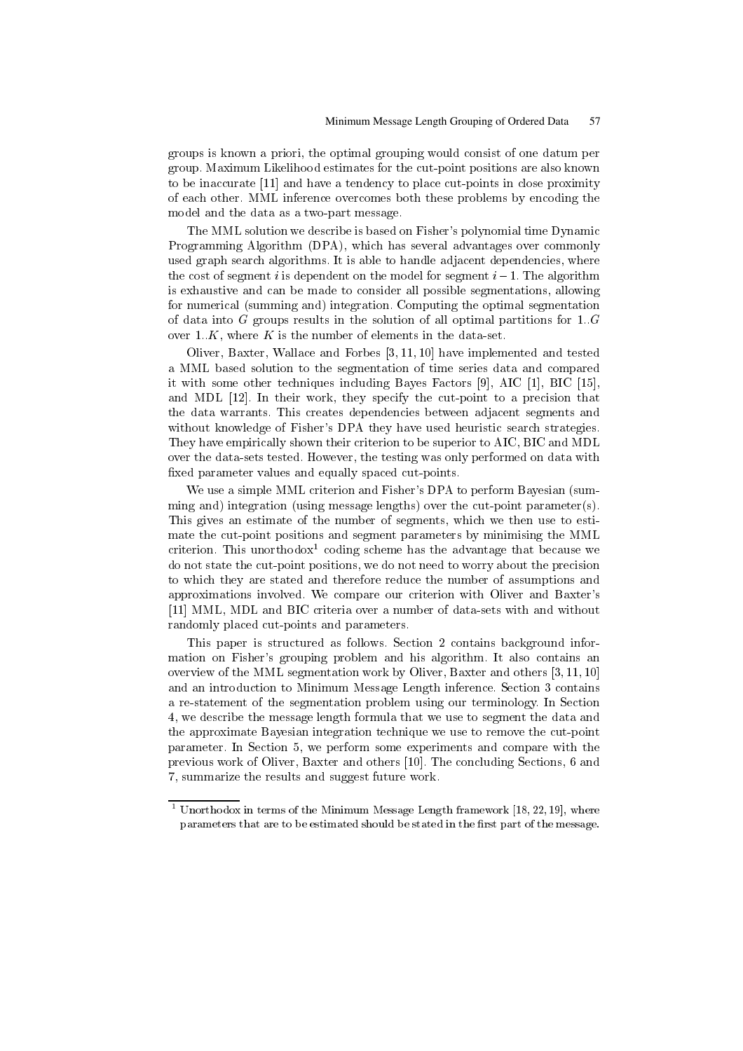groups is known a priori, the optimal grouping would consist of one datum per group. Maximum Likelihood estimates for the cut-point positions are also known to be inaccurate [11] and have a tendency to place cut-points in close proximity of each other. MML inference overcomes both these problems by encoding the model and the data as a two-part message.

The MML solution we describe is based on Fisher's polynomial time Dynamic Programming Algorithm (DPA), which has several advantages over commonly used graph search algorithms. It is able to handle adjacent dependencies, where the cost of segment $i$ is dependent on the model for segment $i-1$. The algorithm is exhaustive and can be made to consider all possible segmentations, allowing for numerical (summing and) integration. Computing the optimal segmentation of data into $G$ groups results in the solution of all optimal partitions for $1..G$ over $1..K$, where $K$ is the number of elements in the data-set.

Oliver, Baxter, Wallace and Forbes [3, 11, 10] have implemented and tested a MML based solution to the segmentation of time series data and compared it with some other techniques including Bayes Factors [9], AIC [1], BIC [15], and MDL [12]. In their work, they specify the cut-point to a precision that the data warrants. This creates dependencies between adjacent segments and without knowledge of Fisher's DPA they have used heuristic search strategies. They have empirically shown their criterion to be superior to AIC, BIC and MDL over the data-sets tested. However, the testing was only performed on data with fixed parameter values and equally spaced cut-points.

We use a simple MML criterion and Fisher's DPA to perform Bayesian (summing and) integration (using message lengths) over the cut-point parameter(s). This gives an estimate of the number of segments, which we then use to estimate the cut-point positions and segment parameters by minimising the MML criterion. This unorthodox[1] coding scheme has the advantage that because we do not state the cut-point positions, we do not need to worry about the precision to which they are stated and therefore reduce the number of assumptions and approximations involved. We compare our criterion with Oliver and Baxter's [11] MML, MDL and BIC criteria over a number of data-sets with and without randomly placed cut-points and parameters.

This paper is structured as follows. Section 2 contains background information on Fisher's grouping problem and his algorithm. It also contains an overview of the MML segmentation work by Oliver, Baxter and others [3, 11, 10] and an introduction to Minimum Message Length inference. Section 3 contains a re-statement of the segmentation problem using our terminology. In Section 4, we describe the message length formula that we use to segment the data and the approximate Bayesian integration technique we use to remove the cut-point parameter. In Section 5, we perform some experiments and compare with the previous work of Oliver, Baxter and others [10]. The concluding Sections, 6 and 7, summarize the results and suggest future work.

[1] Unorthodox in terms of the Minimum Message Length framework [18, 22, 19], where parameters that are to be estimated should be stated in the first part of the message.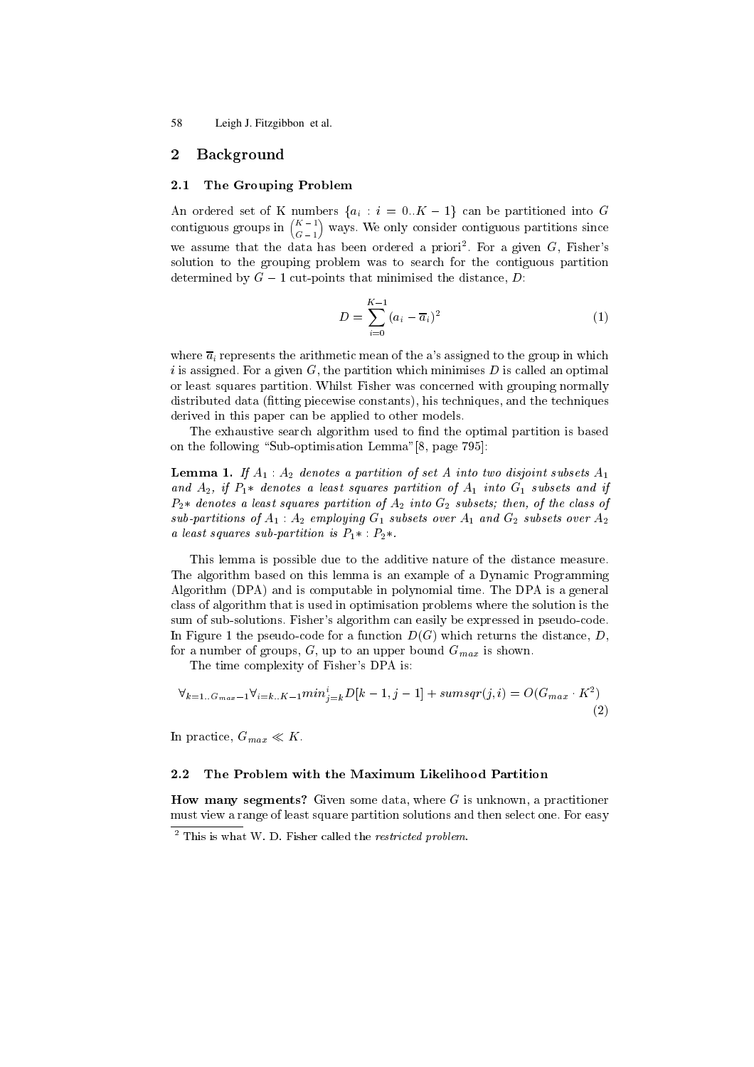## 2 Background

### 2.1 The Grouping Problem

An ordered set of K numbers $\{a_i : i = 0..K-1\}$ can be partitioned into $G$ contiguous groups in $\binom{K-1}{G-1}$ ways. We only consider contiguous partitions since we assume that the data has been ordered a priori[2]. For a given $G$, Fisher's solution to the grouping problem was to search for the contiguous partition determined by $G-1$ cut-points that minimised the distance, $D$:

$$D = \sum_{i=0}^{K-1} (a_i - \overline{a}_i)^2 \tag{1}$$

where $\overline{a}_i$ represents the arithmetic mean of the a's assigned to the group in which $i$ is assigned. For a given $G$, the partition which minimises $D$ is called an optimal or least squares partition. Whilst Fisher was concerned with grouping normally distributed data (fitting piecewise constants), his techniques, and the techniques derived in this paper can be applied to other models.

The exhaustive search algorithm used to find the optimal partition is based on the following "Sub-optimisation Lemma"[8, page 795]:

**Lemma 1.** *If $A_1 : A_2$ denotes a partition of set A into two disjoint subsets $A_1$ and $A_2$, if $P_1*$ denotes a least squares partition of $A_1$ into $G_1$ subsets and if $P_2*$ denotes a least squares partition of $A_2$ into $G_2$ subsets; then, of the class of sub-partitions of $A_1 : A_2$ employing $G_1$ subsets over $A_1$ and $G_2$ subsets over $A_2$ a least squares sub-partition is $P_1* : P_2*$.*

This lemma is possible due to the additive nature of the distance measure. The algorithm based on this lemma is an example of a Dynamic Programming Algorithm (DPA) and is computable in polynomial time. The DPA is a general class of algorithm that is used in optimisation problems where the solution is the sum of sub-solutions. Fisher's algorithm can easily be expressed in pseudo-code. In Figure 1 the pseudo-code for a function $D(G)$ which returns the distance, $D$, for a number of groups, $G$, up to an upper bound $G_{max}$ is shown.

The time complexity of Fisher's DPA is:

$$\forall_{k=1..G_{max}-1} \forall_{i=k..K-1} min_{j=k}^{i} D[k-1, j-1] + sumsqr(j, i) = O(G_{max} \cdot K^2) \tag{2}$$

In practice, $G_{max} \ll K$.

### 2.2 The Problem with the Maximum Likelihood Partition

**How many segments?** Given some data, where $G$ is unknown, a practitioner must view a range of least square partition solutions and then select one. For easy

[2] This is what W. D. Fisher called the *restricted problem*.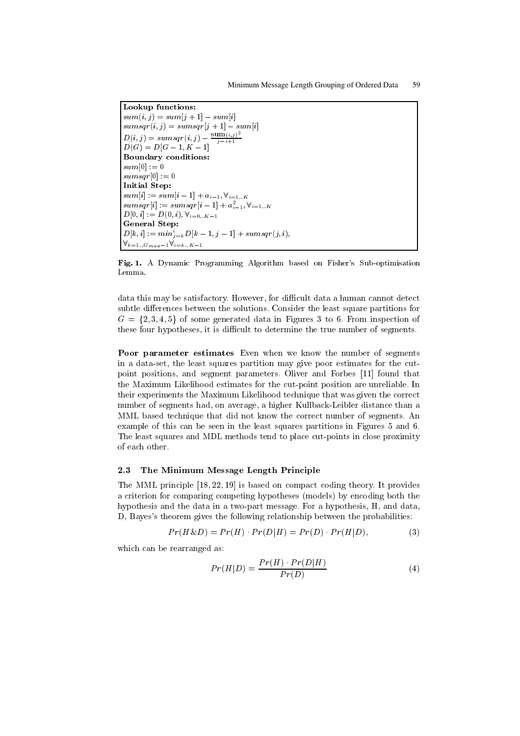**Lookup functions:**
$sum(i,j) = sum[j+1] - sum[i]$
$sumsqr(i,j) = sumsqr[j+1] - sum[i]$
$D(i,j) = sumsqr(i,j) - \frac{\text{sum}(i,j)^2}{j-i+1}$
$D(G) = D[G-1, K-1]$
**Boundary conditions:**
$sum[0] := 0$
$sumsqr[0] := 0$
**Initial Step:**
$sum[i] := sum[i-1] + a_{i-1}, \forall_{i=1..K}$
$sumsqr[i] := sumsqr[i-1] + a_{i-1}^2, \forall_{i=1..K}$
$D[0,i] := D(0,i), \forall_{i=0..K-1}$
**General Step:**
$D[k,i] := min_{j=k}^{i} D[k-1, j-1] + sumsqr(j,i),$
$\forall_{k=1..G_{max}-1} \forall_{i=k..K-1}$

**Fig. 1.** A Dynamic Programming Algorithm based on Fisher's Sub-optimisation Lemma.

data this may be satisfactory. However, for difficult data a human cannot detect subtle differences between the solutions. Consider the least square partitions for $G = \{2, 3, 4, 5\}$ of some generated data in Figures 3 to 6. From inspection of these four hypotheses, it is difficult to determine the true number of segments.

**Poor parameter estimates** Even when we know the number of segments in a data-set, the least squares partition may give poor estimates for the cut-point positions, and segment parameters. Oliver and Forbes [11] found that the Maximum Likelihood estimates for the cut-point position are unreliable. In their experiments the Maximum Likelihood technique that was given the correct number of segments had, on average, a higher Kullback-Leibler distance than a MML based technique that did not know the correct number of segments. An example of this can be seen in the least squares partitions in Figures 5 and 6. The least squares and MDL methods tend to place cut-points in close proximity of each other.

### 2.3 The Minimum Message Length Principle

The MML principle [18, 22, 19] is based on compact coding theory. It provides a criterion for comparing competing hypotheses (models) by encoding both the hypothesis and the data in a two-part message. For a hypothesis, H, and data, D, Bayes's theorem gives the following relationship between the probabilities:

$$Pr(H \& D) = Pr(H) \cdot Pr(D|H) = Pr(D) \cdot Pr(H|D), \tag{3}$$

which can be rearranged as:

$$Pr(H|D) = \frac{Pr(H) \cdot Pr(D|H)}{Pr(D)} \tag{4}$$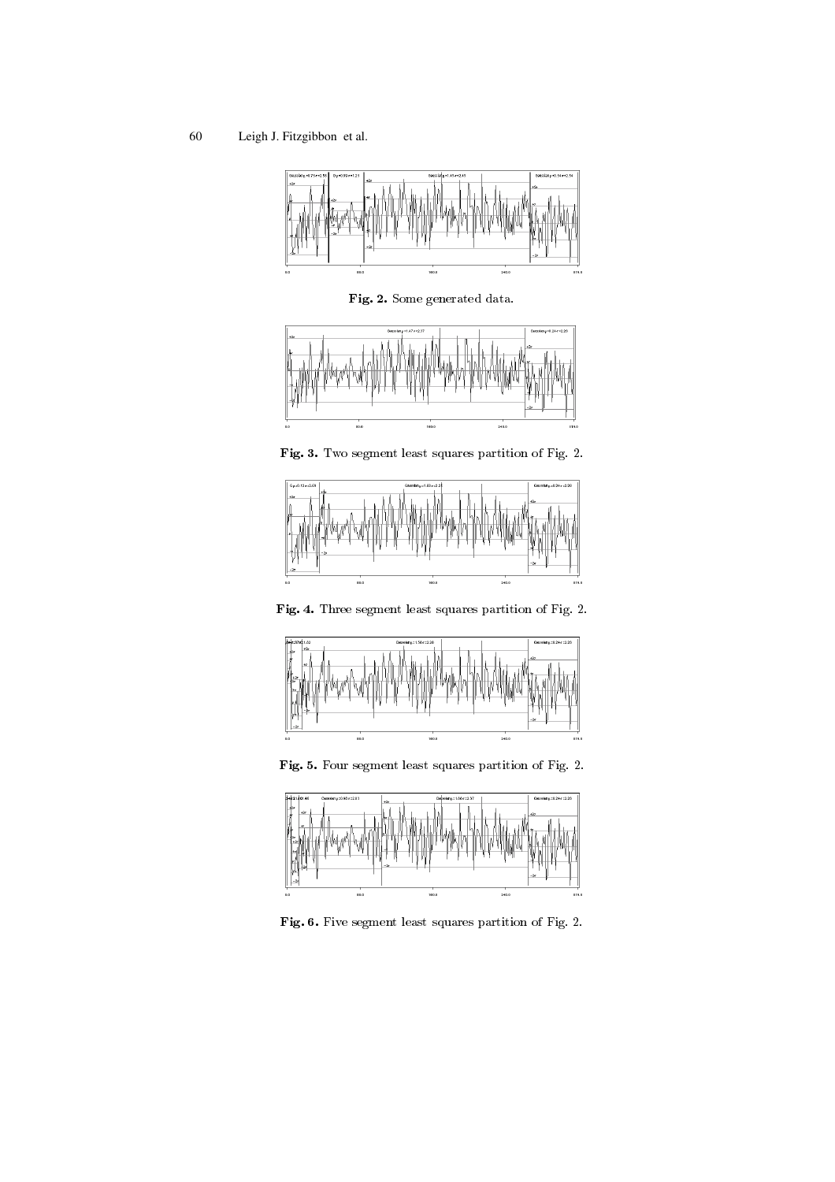Fig. 2. Some generated data.

Fig. 3. Two segment least squares partition of Fig. 2.

Fig. 4. Three segment least squares partition of Fig. 2.

Fig. 5. Four segment least squares partition of Fig. 2.

Fig. 6. Five segment least squares partition of Fig. 2.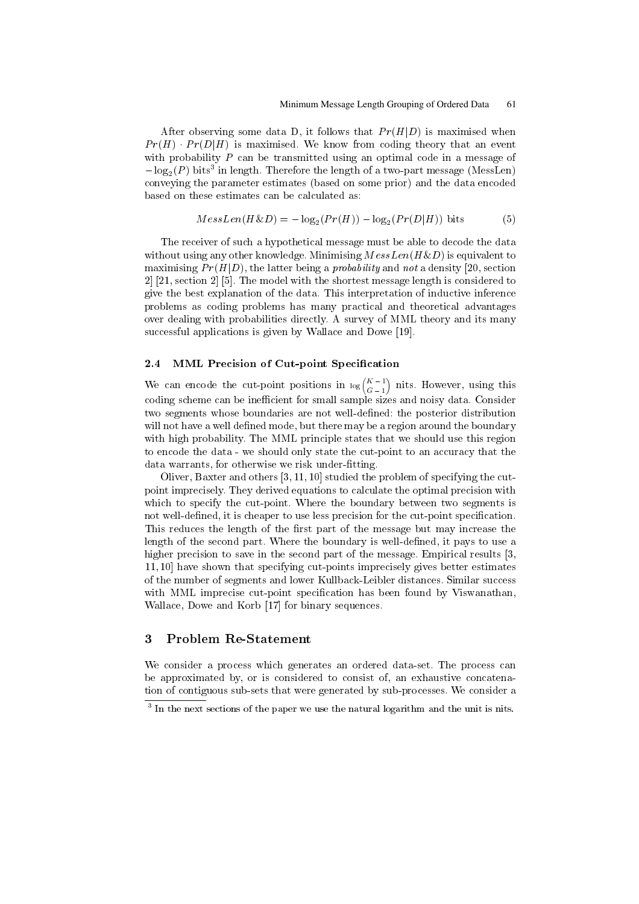After observing some data D, it follows that $Pr(H|D)$ is maximised when $Pr(H) \cdot Pr(D|H)$ is maximised. We know from coding theory that an event with probability $P$ can be transmitted using an optimal code in a message of $-\log_2(P)$ bits[3] in length. Therefore the length of a two-part message (MessLen) conveying the parameter estimates (based on some prior) and the data encoded based on these estimates can be calculated as:

$$MessLen(H\&D) = -\log_2(Pr(H)) - \log_2(Pr(D|H)) \text{ bits} \tag{5}$$

The receiver of such a hypothetical message must be able to decode the data without using any other knowledge. Minimising $MessLen(H\&D)$ is equivalent to maximising $Pr(H|D)$, the latter being a *probability* and *not* a density [20, section 2] [21, section 2] [5]. The model with the shortest message length is considered to give the best explanation of the data. This interpretation of inductive inference problems as coding problems has many practical and theoretical advantages over dealing with probabilities directly. A survey of MML theory and its many successful applications is given by Wallace and Dowe [19].

### 2.4 MML Precision of Cut-point Specification

We can encode the cut-point positions in $\log \binom{K-1}{G-1}$ nits. However, using this coding scheme can be inefficient for small sample sizes and noisy data. Consider two segments whose boundaries are not well-defined: the posterior distribution will not have a well defined mode, but there may be a region around the boundary with high probability. The MML principle states that we should use this region to encode the data - we should only state the cut-point to an accuracy that the data warrants, for otherwise we risk under-fitting.

Oliver, Baxter and others [3, 11, 10] studied the problem of specifying the cut-point imprecisely. They derived equations to calculate the optimal precision with which to specify the cut-point. Where the boundary between two segments is not well-defined, it is cheaper to use less precision for the cut-point specification. This reduces the length of the first part of the message but may increase the length of the second part. Where the boundary is well-defined, it pays to use a higher precision to save in the second part of the message. Empirical results [3, 11, 10] have shown that specifying cut-points imprecisely gives better estimates of the number of segments and lower Kullback-Leibler distances. Similar success with MML imprecise cut-point specification has been found by Viswanathan, Wallace, Dowe and Korb [17] for binary sequences.

## 3 Problem Re-Statement

We consider a process which generates an ordered data-set. The process can be approximated by, or is considered to consist of, an exhaustive concatenation of contiguous sub-sets that were generated by sub-processes. We consider a

[3] In the next sections of the paper we use the natural logarithm and the unit is nits.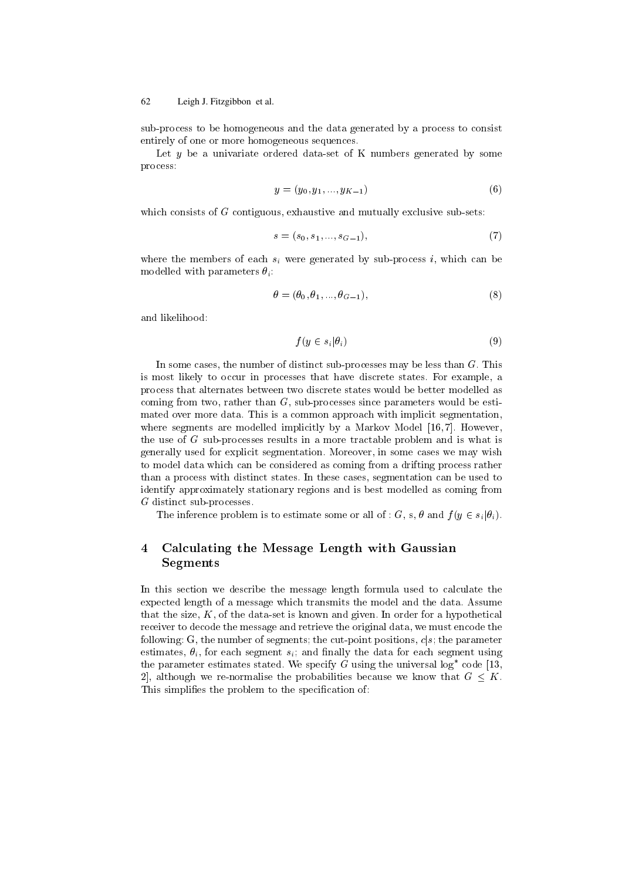sub-process to be homogeneous and the data generated by a process to consist entirely of one or more homogeneous sequences.

Let $y$ be a univariate ordered data-set of K numbers generated by some process:

$$y = (y_0, y_1, ..., y_{K-1}) \tag{6}$$

which consists of $G$ contiguous, exhaustive and mutually exclusive sub-sets:

$$s = (s_0, s_1, ..., s_{G-1}), \tag{7}$$

where the members of each $s_i$ were generated by sub-process $i$, which can be modelled with parameters $\theta_i$:

$$\theta = (\theta_0, \theta_1, ..., \theta_{G-1}), \tag{8}$$

and likelihood:

$$f(y \in s_i | \theta_i) \tag{9}$$

In some cases, the number of distinct sub-processes may be less than $G$. This is most likely to occur in processes that have discrete states. For example, a process that alternates between two discrete states would be better modelled as coming from two, rather than $G$, sub-processes since parameters would be estimated over more data. This is a common approach with implicit segmentation, where segments are modelled implicitly by a Markov Model [16,7]. However, the use of $G$ sub-processes results in a more tractable problem and is what is generally used for explicit segmentation. Moreover, in some cases we may wish to model data which can be considered as coming from a drifting process rather than a process with distinct states. In these cases, segmentation can be used to identify approximately stationary regions and is best modelled as coming from $G$ distinct sub-processes.

The inference problem is to estimate some or all of : $G$, s, $\theta$ and $f(y \in s_i | \theta_i)$.

## 4 Calculating the Message Length with Gaussian Segments

In this section we describe the message length formula used to calculate the expected length of a message which transmits the model and the data. Assume that the size, $K$, of the data-set is known and given. In order for a hypothetical receiver to decode the message and retrieve the original data, we must encode the following: G, the number of segments; the cut-point positions, $c|s$; the parameter estimates, $\theta_i$, for each segment $s_i$; and finally the data for each segment using the parameter estimates stated. We specify $G$ using the universal $\log^*$ code [13, 2], although we re-normalise the probabilities because we know that $G \leq K$. This simplifies the problem to the specification of: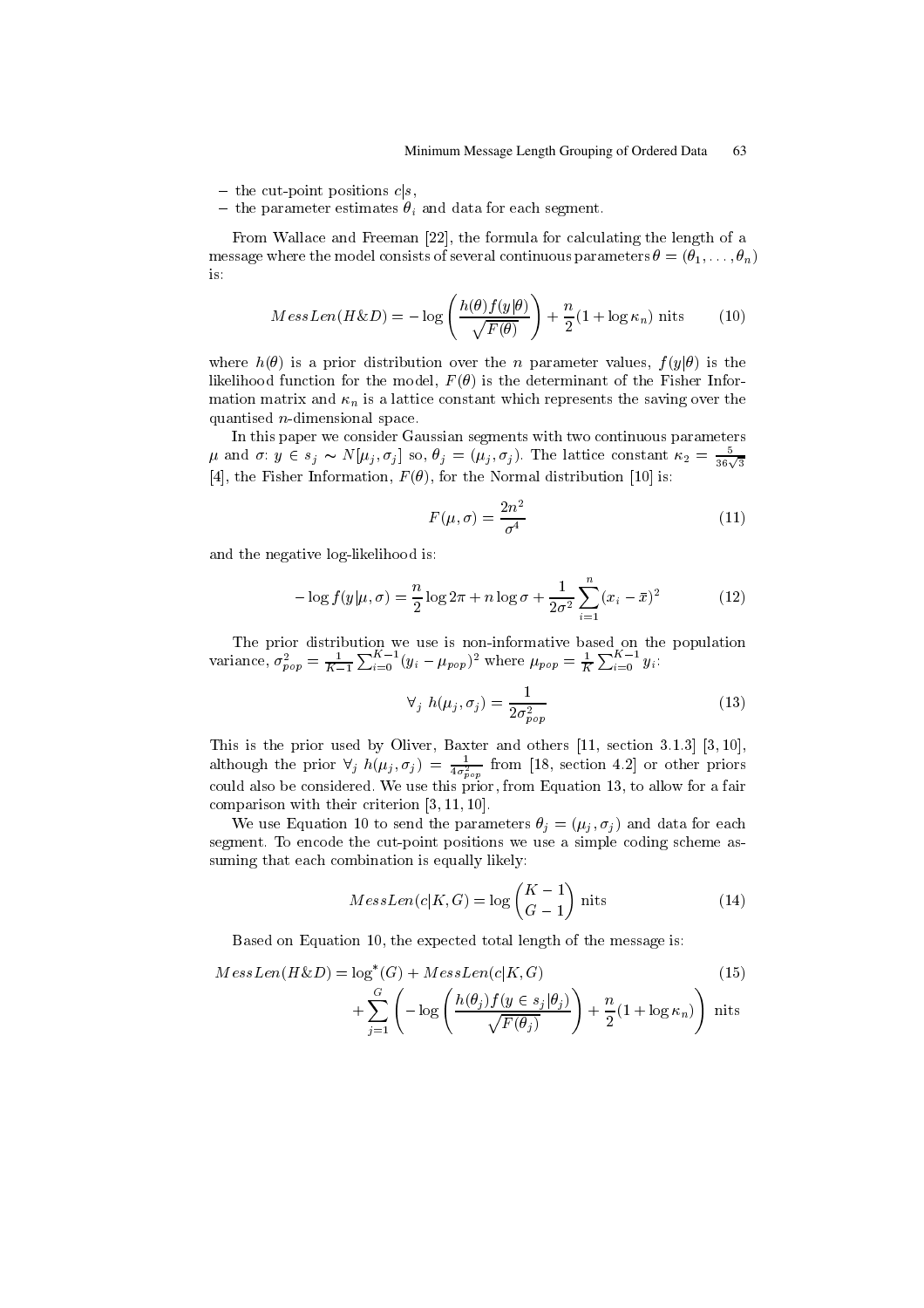- the cut-point positions $c|s$,
- the parameter estimates $\theta_i$ and data for each segment.

From Wallace and Freeman [22], the formula for calculating the length of a message where the model consists of several continuous parameters $\theta = (\theta_1, \ldots, \theta_n)$ is:

$$MessLen(H\&D) = -\log\left(\frac{h(\theta)f(y|\theta)}{\sqrt{F(\theta)}}\right) + \frac{n}{2}(1 + \log \kappa_n) \text{ nits} \tag{10}$$

where $h(\theta)$ is a prior distribution over the $n$ parameter values, $f(y|\theta)$ is the likelihood function for the model, $F(\theta)$ is the determinant of the Fisher Information matrix and $\kappa_n$ is a lattice constant which represents the saving over the quantised $n$-dimensional space.

In this paper we consider Gaussian segments with two continuous parameters $\mu$ and $\sigma$: $y \in s_j \sim N[\mu_j, \sigma_j]$ so, $\theta_j = (\mu_j, \sigma_j)$. The lattice constant $\kappa_2 = \frac{5}{36\sqrt{3}}$ [4], the Fisher Information, $F(\theta)$, for the Normal distribution [10] is:

$$F(\mu, \sigma) = \frac{2n^2}{\sigma^4} \tag{11}$$

and the negative log-likelihood is:

$$-\log f(y|\mu, \sigma) = \frac{n}{2}\log 2\pi + n \log \sigma + \frac{1}{2\sigma^2}\sum_{i=1}^{n}(x_i - \bar{x})^2 \tag{12}$$

The prior distribution we use is non-informative based on the population variance, $\sigma_{pop}^2 = \frac{1}{K-1}\sum_{i=0}^{K-1}(y_i - \mu_{pop})^2$ where $\mu_{pop} = \frac{1}{K}\sum_{i=0}^{K-1} y_i$:

$$\forall_j \; h(\mu_j, \sigma_j) = \frac{1}{2\sigma_{pop}^2} \tag{13}$$

This is the prior used by Oliver, Baxter and others [11, section 3.1.3] [3, 10], although the prior $\forall_j \; h(\mu_j, \sigma_j) = \frac{1}{4\sigma_{pop}^2}$ from [18, section 4.2] or other priors could also be considered. We use this prior, from Equation 13, to allow for a fair comparison with their criterion [3, 11, 10].

We use Equation 10 to send the parameters $\theta_j = (\mu_j, \sigma_j)$ and data for each segment. To encode the cut-point positions we use a simple coding scheme assuming that each combination is equally likely:

$$MessLen(c|K, G) = \log\binom{K-1}{G-1} \text{ nits} \tag{14}$$

Based on Equation 10, the expected total length of the message is:

$$\begin{aligned} MessLen(H\&D) = & \log^*(G) + MessLen(c|K, G) \\ & + \sum_{j=1}^{G}\left(-\log\left(\frac{h(\theta_j)f(y \in s_j|\theta_j)}{\sqrt{F(\theta_j)}}\right) + \frac{n}{2}(1 + \log \kappa_n)\right) \text{ nits} \end{aligned} \tag{15}$$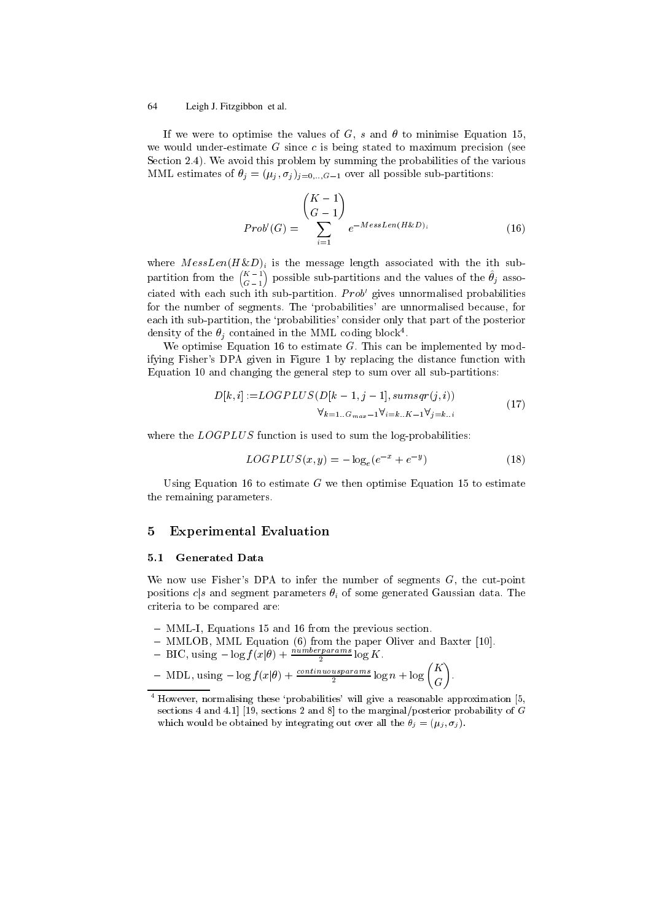If we were to optimise the values of $G$, $s$ and $\theta$ to minimise Equation 15, we would under-estimate $G$ since $c$ is being stated to maximum precision (see Section 2.4). We avoid this problem by summing the probabilities of the various MML estimates of $\theta_j = (\mu_j, \sigma_j)_{j=0,..,G-1}$ over all possible sub-partitions:

$$Prob'(G) = \sum_{i=1}^{\binom{K-1}{G-1}} e^{-MessLen(H\&D)_i} \tag{16}$$

where $MessLen(H\&D)_i$ is the message length associated with the ith sub-partition from the $\binom{K-1}{G-1}$ possible sub-partitions and the values of the $\hat{\theta}_j$ associated with each such ith sub-partition. $Prob'$ gives unnormalised probabilities for the number of segments. The 'probabilities' are unnormalised because, for each ith sub-partition, the 'probabilities' consider only that part of the posterior density of the $\theta_j$ contained in the MML coding block[4].

We optimise Equation 16 to estimate $G$. This can be implemented by modifying Fisher's DPA given in Figure 1 by replacing the distance function with Equation 10 and changing the general step to sum over all sub-partitions:

$$D[k, i] := LOGPLUS(D[k-1, j-1], sumsqr(j, i)) \quad \forall_{k=1..G_{max}-1} \forall_{i=k..K-1} \forall_{j=k..i} \tag{17}$$

where the $LOGPLUS$ function is used to sum the log-probabilities:

$$LOGPLUS(x, y) = -\log_e(e^{-x} + e^{-y}) \tag{18}$$

Using Equation 16 to estimate $G$ we then optimise Equation 15 to estimate the remaining parameters.

## 5 Experimental Evaluation

### 5.1 Generated Data

We now use Fisher's DPA to infer the number of segments $G$, the cut-point positions $c|s$ and segment parameters $\theta_i$ of some generated Gaussian data. The criteria to be compared are:

- MML-I, Equations 15 and 16 from the previous section.
- MMLOB, MML Equation (6) from the paper Oliver and Baxter [10].
- BIC, using $-\log f(x|\theta) + \frac{numberparams}{2} \log K$.
- MDL, using $-\log f(x|\theta) + \frac{continuousparams}{2} \log n + \log \binom{K}{G}$.

[4] However, normalising these 'probabilities' will give a reasonable approximation [5, sections 4 and 4.1] [19, sections 2 and 8] to the marginal/posterior probability of $G$ which would be obtained by integrating out over all the $\theta_j = (\mu_j, \sigma_j)$.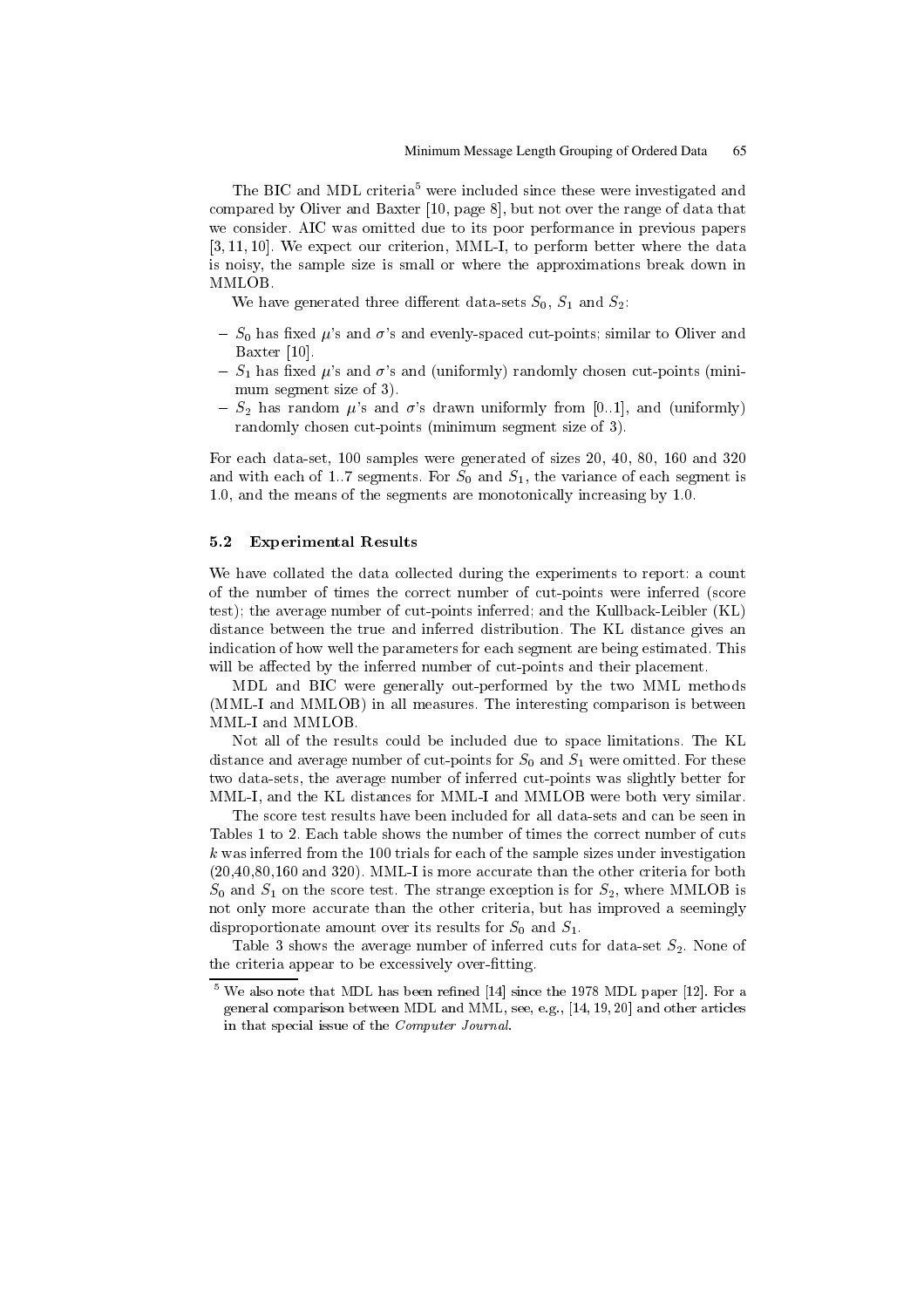The BIC and MDL criteria[5] were included since these were investigated and compared by Oliver and Baxter [10, page 8], but not over the range of data that we consider. AIC was omitted due to its poor performance in previous papers [3, 11, 10]. We expect our criterion, MML-I, to perform better where the data is noisy, the sample size is small or where the approximations break down in MMLOB.

We have generated three different data-sets $S_0$, $S_1$ and $S_2$:

- $S_0$ has fixed $\mu$'s and $\sigma$'s and evenly-spaced cut-points; similar to Oliver and Baxter [10].
- $S_1$ has fixed $\mu$'s and $\sigma$'s and (uniformly) randomly chosen cut-points (minimum segment size of 3).
- $S_2$ has random $\mu$'s and $\sigma$'s drawn uniformly from [0..1], and (uniformly) randomly chosen cut-points (minimum segment size of 3).

For each data-set, 100 samples were generated of sizes 20, 40, 80, 160 and 320 and with each of 1..7 segments. For $S_0$ and $S_1$, the variance of each segment is 1.0, and the means of the segments are monotonically increasing by 1.0.

### 5.2 Experimental Results

We have collated the data collected during the experiments to report: a count of the number of times the correct number of cut-points were inferred (score test); the average number of cut-points inferred; and the Kullback-Leibler (KL) distance between the true and inferred distribution. The KL distance gives an indication of how well the parameters for each segment are being estimated. This will be affected by the inferred number of cut-points and their placement.

MDL and BIC were generally out-performed by the two MML methods (MML-I and MMLOB) in all measures. The interesting comparison is between MML-I and MMLOB.

Not all of the results could be included due to space limitations. The KL distance and average number of cut-points for $S_0$ and $S_1$ were omitted. For these two data-sets, the average number of inferred cut-points was slightly better for MML-I, and the KL distances for MML-I and MMLOB were both very similar.

The score test results have been included for all data-sets and can be seen in Tables 1 to 2. Each table shows the number of times the correct number of cuts $k$ was inferred from the 100 trials for each of the sample sizes under investigation (20,40,80,160 and 320). MML-I is more accurate than the other criteria for both $S_0$ and $S_1$ on the score test. The strange exception is for $S_2$, where MMLOB is not only more accurate than the other criteria, but has improved a seemingly disproportionate amount over its results for $S_0$ and $S_1$.

Table 3 shows the average number of inferred cuts for data-set $S_2$. None of the criteria appear to be excessively over-fitting.

[5] We also note that MDL has been refined [14] since the 1978 MDL paper [12]. For a general comparison between MDL and MML, see, e.g., [14, 19, 20] and other articles in that special issue of the *Computer Journal*.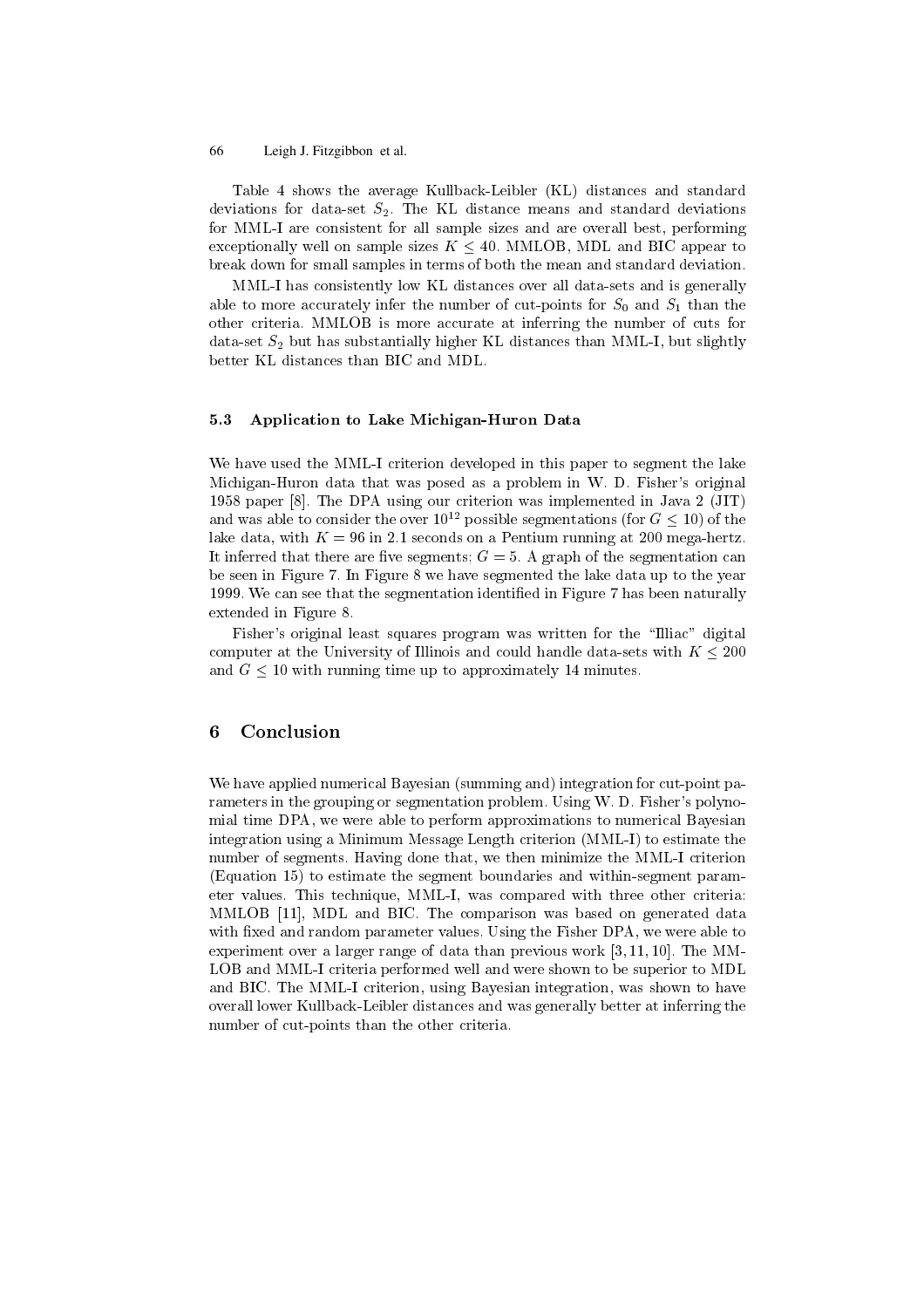Table 4 shows the average Kullback-Leibler (KL) distances and standard deviations for data-set $S_2$. The KL distance means and standard deviations for MML-I are consistent for all sample sizes and are overall best, performing exceptionally well on sample sizes $K \leq 40$. MMLOB, MDL and BIC appear to break down for small samples in terms of both the mean and standard deviation.

MML-I has consistently low KL distances over all data-sets and is generally able to more accurately infer the number of cut-points for $S_0$ and $S_1$ than the other criteria. MMLOB is more accurate at inferring the number of cuts for data-set $S_2$ but has substantially higher KL distances than MML-I, but slightly better KL distances than BIC and MDL.

### 5.3 Application to Lake Michigan-Huron Data

We have used the MML-I criterion developed in this paper to segment the lake Michigan-Huron data that was posed as a problem in W. D. Fisher's original 1958 paper [8]. The DPA using our criterion was implemented in Java 2 (JIT) and was able to consider the over $10^{12}$ possible segmentations (for $G \leq 10$) of the lake data, with $K = 96$ in 2.1 seconds on a Pentium running at 200 mega-hertz. It inferred that there are five segments; $G = 5$. A graph of the segmentation can be seen in Figure 7. In Figure 8 we have segmented the lake data up to the year 1999. We can see that the segmentation identified in Figure 7 has been naturally extended in Figure 8.

Fisher's original least squares program was written for the "Illiac" digital computer at the University of Illinois and could handle data-sets with $K \leq 200$ and $G \leq 10$ with running time up to approximately 14 minutes.

## 6 Conclusion

We have applied numerical Bayesian (summing and) integration for cut-point parameters in the grouping or segmentation problem. Using W. D. Fisher's polynomial time DPA, we were able to perform approximations to numerical Bayesian integration using a Minimum Message Length criterion (MML-I) to estimate the number of segments. Having done that, we then minimize the MML-I criterion (Equation 15) to estimate the segment boundaries and within-segment parameter values. This technique, MML-I, was compared with three other criteria: MMLOB [11], MDL and BIC. The comparison was based on generated data with fixed and random parameter values. Using the Fisher DPA, we were able to experiment over a larger range of data than previous work [3, 11, 10]. The MMLOB and MML-I criteria performed well and were shown to be superior to MDL and BIC. The MML-I criterion, using Bayesian integration, was shown to have overall lower Kullback-Leibler distances and was generally better at inferring the number of cut-points than the other criteria.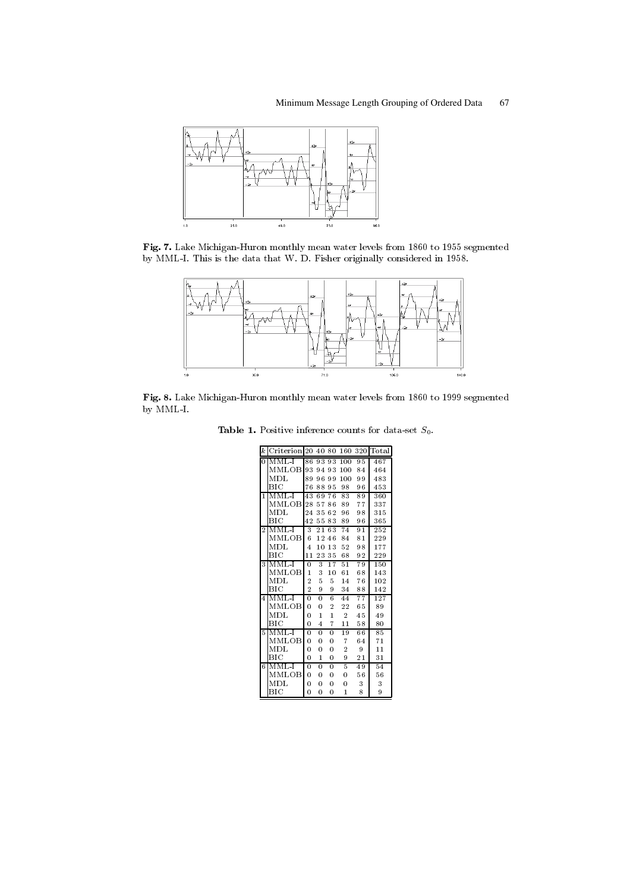**Fig. 7.** Lake Michigan-Huron monthly mean water levels from 1860 to 1955 segmented by MML-I. This is the data that W. D. Fisher originally considered in 1958.

**Fig. 8.** Lake Michigan-Huron monthly mean water levels from 1860 to 1999 segmented by MML-I.

**Table 1.** Positive inference counts for data-set $S_0$.

| $k$ | Criterion | 20 | 40 | 80 | 160 | 320 | Total |
|---|---|---|---|---|---|---|---|
| 0 | MML-I | 86 | 93 | 93 | 100 | 95 | 467 |
| | MMLOB | 93 | 94 | 93 | 100 | 84 | 464 |
| | MDL | 89 | 96 | 99 | 100 | 99 | 483 |
| | BIC | 76 | 88 | 95 | 98 | 96 | 453 |
| 1 | MML-I | 43 | 69 | 76 | 83 | 89 | 360 |
| | MMLOB | 28 | 57 | 86 | 89 | 77 | 337 |
| | MDL | 24 | 35 | 62 | 96 | 98 | 315 |
| | BIC | 42 | 55 | 83 | 89 | 96 | 365 |
| 2 | MML-I | 3 | 21 | 63 | 74 | 91 | 252 |
| | MMLOB | 6 | 12 | 46 | 84 | 81 | 229 |
| | MDL | 4 | 10 | 13 | 52 | 98 | 177 |
| | BIC | 11 | 23 | 35 | 68 | 92 | 229 |
| 3 | MML-I | 0 | 3 | 17 | 51 | 79 | 150 |
| | MMLOB | 1 | 3 | 10 | 61 | 68 | 143 |
| | MDL | 2 | 5 | 5 | 14 | 76 | 102 |
| | BIC | 2 | 9 | 9 | 34 | 88 | 142 |
| 4 | MML-I | 0 | 0 | 6 | 44 | 77 | 127 |
| | MMLOB | 0 | 0 | 2 | 22 | 65 | 89 |
| | MDL | 0 | 1 | 1 | 2 | 45 | 49 |
| | BIC | 0 | 4 | 7 | 11 | 58 | 80 |
| 5 | MML-I | 0 | 0 | 0 | 19 | 66 | 85 |
| | MMLOB | 0 | 0 | 0 | 7 | 64 | 71 |
| | MDL | 0 | 0 | 0 | 2 | 9 | 11 |
| | BIC | 0 | 1 | 0 | 9 | 21 | 31 |
| 6 | MML-I | 0 | 0 | 0 | 5 | 49 | 54 |
| | MMLOB | 0 | 0 | 0 | 0 | 56 | 56 |
| | MDL | 0 | 0 | 0 | 0 | 3 | 3 |
| | BIC | 0 | 0 | 0 | 1 | 8 | 9 |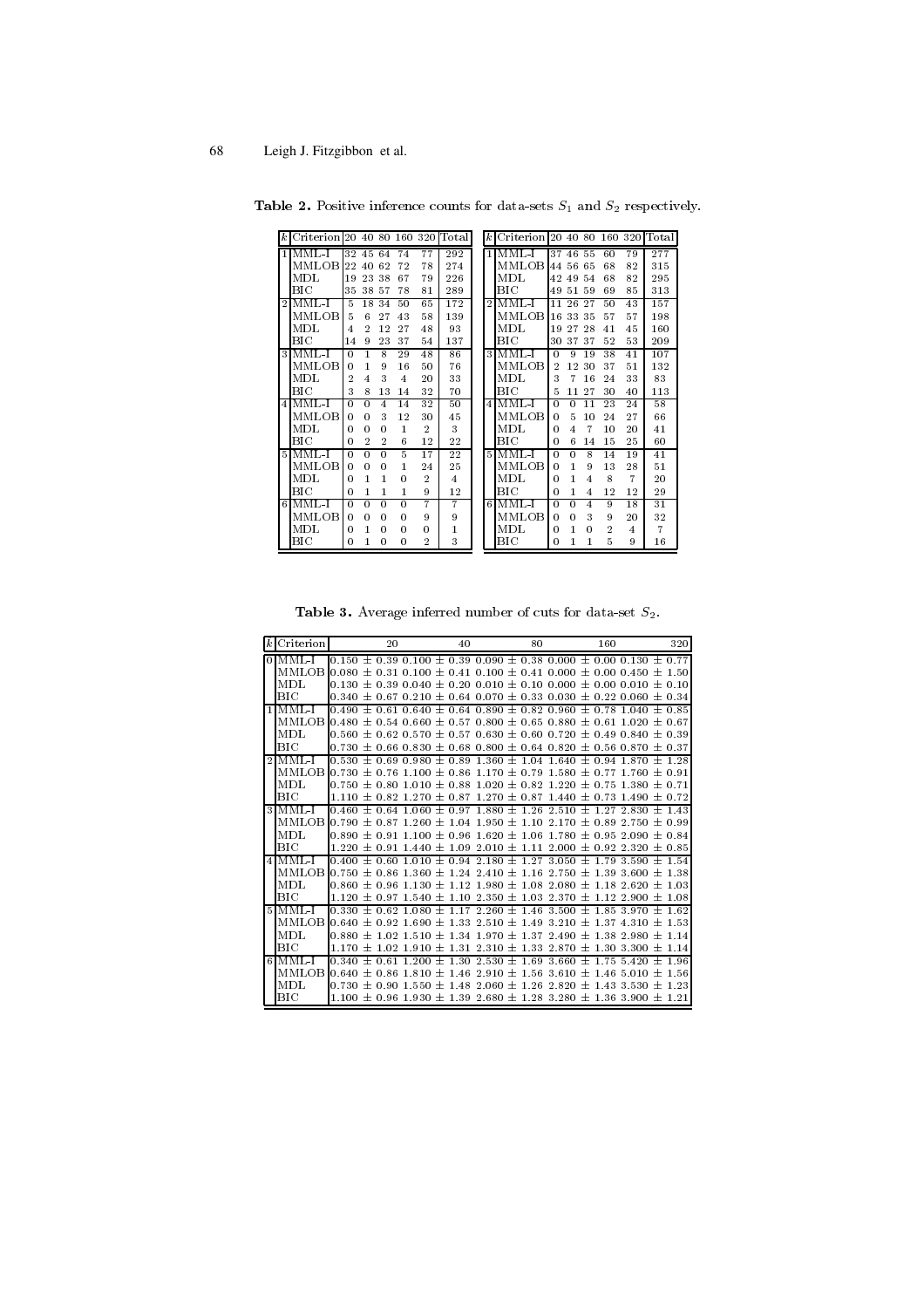**Table 2.** Positive inference counts for data-sets $S_1$ and $S_2$ respectively.

| $k$ | Criterion | 20 | 40 | 80 | 160 | 320 | Total |
|---|---|---|---|---|---|---|---|
| 1 | MML-I | 32 | 45 | 64 | 74 | 77 | 292 |
| | MMLOB | 22 | 40 | 62 | 72 | 78 | 274 |
| | MDL | 19 | 23 | 38 | 67 | 79 | 226 |
| | BIC | 35 | 38 | 57 | 78 | 81 | 289 |
| 2 | MML-I | 5 | 18 | 34 | 50 | 65 | 172 |
| | MMLOB | 5 | 6 | 27 | 43 | 58 | 139 |
| | MDL | 4 | 2 | 12 | 27 | 48 | 93 |
| | BIC | 14 | 9 | 23 | 37 | 54 | 137 |
| 3 | MML-I | 0 | 1 | 8 | 29 | 48 | 86 |
| | MMLOB | 0 | 1 | 9 | 16 | 50 | 76 |
| | MDL | 2 | 4 | 3 | 4 | 20 | 33 |
| | BIC | 3 | 8 | 13 | 14 | 32 | 70 |
| 4 | MML-I | 0 | 0 | 4 | 14 | 32 | 50 |
| | MMLOB | 0 | 0 | 3 | 12 | 30 | 45 |
| | MDL | 0 | 0 | 0 | 1 | 2 | 3 |
| | BIC | 0 | 2 | 2 | 6 | 12 | 22 |
| 5 | MML-I | 0 | 0 | 0 | 5 | 17 | 22 |
| | MMLOB | 0 | 0 | 0 | 1 | 24 | 25 |
| | MDL | 0 | 1 | 1 | 0 | 2 | 4 |
| | BIC | 0 | 1 | 1 | 1 | 9 | 12 |
| 6 | MML-I | 0 | 0 | 0 | 0 | 7 | 7 |
| | MMLOB | 0 | 0 | 0 | 0 | 9 | 9 |
| | MDL | 0 | 1 | 0 | 0 | 0 | 1 |
| | BIC | 0 | 1 | 0 | 0 | 2 | 3 |

| $k$ | Criterion | 20 | 40 | 80 | 160 | 320 | Total |
|---|---|---|---|---|---|---|---|
| 1 | MML-I | 37 | 46 | 55 | 60 | 79 | 277 |
| | MMLOB | 44 | 56 | 65 | 68 | 82 | 315 |
| | MDL | 42 | 49 | 54 | 68 | 82 | 295 |
| | BIC | 49 | 51 | 59 | 69 | 85 | 313 |
| 2 | MML-I | 11 | 26 | 27 | 50 | 43 | 157 |
| | MMLOB | 16 | 33 | 35 | 57 | 57 | 198 |
| | MDL | 19 | 27 | 28 | 41 | 45 | 160 |
| | BIC | 30 | 37 | 37 | 52 | 53 | 209 |
| 3 | MML-I | 0 | 9 | 19 | 38 | 41 | 107 |
| | MMLOB | 2 | 12 | 30 | 37 | 51 | 132 |
| | MDL | 3 | 7 | 16 | 24 | 33 | 83 |
| | BIC | 5 | 11 | 27 | 30 | 40 | 113 |
| 4 | MML-I | 0 | 0 | 11 | 23 | 24 | 58 |
| | MMLOB | 0 | 5 | 10 | 24 | 27 | 66 |
| | MDL | 0 | 4 | 7 | 10 | 20 | 41 |
| | BIC | 0 | 6 | 14 | 15 | 25 | 60 |
| 5 | MML-I | 0 | 0 | 8 | 14 | 19 | 41 |
| | MMLOB | 0 | 1 | 9 | 13 | 28 | 51 |
| | MDL | 0 | 1 | 4 | 8 | 7 | 20 |
| | BIC | 0 | 1 | 4 | 12 | 12 | 29 |
| 6 | MML-I | 0 | 0 | 4 | 9 | 18 | 31 |
| | MMLOB | 0 | 0 | 3 | 9 | 20 | 32 |
| | MDL | 0 | 1 | 0 | 2 | 4 | 7 |
| | BIC | 0 | 1 | 1 | 5 | 9 | 16 |

**Table 3.** Average inferred number of cuts for data-set $S_2$.

| $k$ | Criterion | 20 | 40 | 80 | 160 | 320 |
|---|---|---|---|---|---|---|
| 0 | MML-I | $0.150 \pm 0.39$ | $0.100 \pm 0.39$ | $0.090 \pm 0.38$ | $0.000 \pm 0.00$ | $0.130 \pm 0.77$ |
| | MMLOB | $0.080 \pm 0.31$ | $0.100 \pm 0.41$ | $0.100 \pm 0.41$ | $0.000 \pm 0.00$ | $0.450 \pm 1.50$ |
| | MDL | $0.130 \pm 0.39$ | $0.040 \pm 0.20$ | $0.010 \pm 0.10$ | $0.000 \pm 0.00$ | $0.010 \pm 0.10$ |
| | BIC | $0.340 \pm 0.67$ | $0.210 \pm 0.64$ | $0.070 \pm 0.33$ | $0.030 \pm 0.22$ | $0.060 \pm 0.34$ |
| 1 | MML-I | $0.490 \pm 0.61$ | $0.640 \pm 0.64$ | $0.890 \pm 0.82$ | $0.960 \pm 0.78$ | $1.040 \pm 0.85$ |
| | MMLOB | $0.480 \pm 0.54$ | $0.660 \pm 0.57$ | $0.800 \pm 0.65$ | $0.880 \pm 0.61$ | $1.020 \pm 0.67$ |
| | MDL | $0.560 \pm 0.62$ | $0.570 \pm 0.57$ | $0.630 \pm 0.60$ | $0.720 \pm 0.49$ | $0.840 \pm 0.39$ |
| | BIC | $0.730 \pm 0.66$ | $0.830 \pm 0.68$ | $0.800 \pm 0.64$ | $0.820 \pm 0.56$ | $0.870 \pm 0.37$ |
| 2 | MML-I | $0.530 \pm 0.69$ | $0.980 \pm 0.89$ | $1.360 \pm 1.04$ | $1.640 \pm 0.94$ | $1.870 \pm 1.28$ |
| | MMLOB | $0.730 \pm 0.76$ | $1.100 \pm 0.86$ | $1.170 \pm 0.79$ | $1.580 \pm 0.77$ | $1.760 \pm 0.91$ |
| | MDL | $0.750 \pm 0.80$ | $1.010 \pm 0.88$ | $1.020 \pm 0.82$ | $1.220 \pm 0.75$ | $1.380 \pm 0.71$ |
| | BIC | $1.110 \pm 0.82$ | $1.270 \pm 0.87$ | $1.270 \pm 0.87$ | $1.440 \pm 0.73$ | $1.490 \pm 0.72$ |
| 3 | MML-I | $0.460 \pm 0.64$ | $1.060 \pm 0.97$ | $1.880 \pm 1.26$ | $2.510 \pm 1.27$ | $2.830 \pm 1.43$ |
| | MMLOB | $0.790 \pm 0.87$ | $1.260 \pm 1.04$ | $1.950 \pm 1.10$ | $2.170 \pm 0.89$ | $2.750 \pm 0.99$ |
| | MDL | $0.890 \pm 0.91$ | $1.100 \pm 0.96$ | $1.620 \pm 1.06$ | $1.780 \pm 0.95$ | $2.090 \pm 0.84$ |
| | BIC | $1.220 \pm 0.91$ | $1.440 \pm 1.09$ | $2.010 \pm 1.11$ | $2.000 \pm 0.92$ | $2.320 \pm 0.85$ |
| 4 | MML-I | $0.400 \pm 0.60$ | $1.010 \pm 0.94$ | $2.180 \pm 1.27$ | $3.050 \pm 1.79$ | $3.590 \pm 1.54$ |
| | MMLOB | $0.750 \pm 0.86$ | $1.360 \pm 1.24$ | $2.410 \pm 1.16$ | $2.750 \pm 1.39$ | $3.600 \pm 1.38$ |
| | MDL | $0.860 \pm 0.96$ | $1.130 \pm 1.12$ | $1.980 \pm 1.08$ | $2.080 \pm 1.18$ | $2.620 \pm 1.03$ |
| | BIC | $1.120 \pm 0.97$ | $1.540 \pm 1.10$ | $2.350 \pm 1.03$ | $2.370 \pm 1.12$ | $2.900 \pm 1.08$ |
| 5 | MML-I | $0.330 \pm 0.62$ | $1.080 \pm 1.17$ | $2.260 \pm 1.46$ | $3.500 \pm 1.85$ | $3.970 \pm 1.62$ |
| | MMLOB | $0.640 \pm 0.92$ | $1.690 \pm 1.33$ | $2.510 \pm 1.49$ | $3.210 \pm 1.37$ | $4.310 \pm 1.53$ |
| | MDL | $0.880 \pm 1.02$ | $1.510 \pm 1.34$ | $1.970 \pm 1.37$ | $2.490 \pm 1.38$ | $2.980 \pm 1.14$ |
| | BIC | $1.170 \pm 1.02$ | $1.910 \pm 1.31$ | $2.310 \pm 1.33$ | $2.870 \pm 1.30$ | $3.300 \pm 1.14$ |
| 6 | MML-I | $0.340 \pm 0.61$ | $1.200 \pm 1.30$ | $2.530 \pm 1.69$ | $3.660 \pm 1.75$ | $5.420 \pm 1.96$ |
| | MMLOB | $0.640 \pm 0.86$ | $1.810 \pm 1.46$ | $2.910 \pm 1.56$ | $3.610 \pm 1.46$ | $5.010 \pm 1.56$ |
| | MDL | $0.730 \pm 0.90$ | $1.550 \pm 1.48$ | $2.060 \pm 1.26$ | $2.820 \pm 1.43$ | $3.530 \pm 1.23$ |
| | BIC | $1.100 \pm 0.96$ | $1.930 \pm 1.39$ | $2.680 \pm 1.28$ | $3.280 \pm 1.36$ | $3.900 \pm 1.21$ |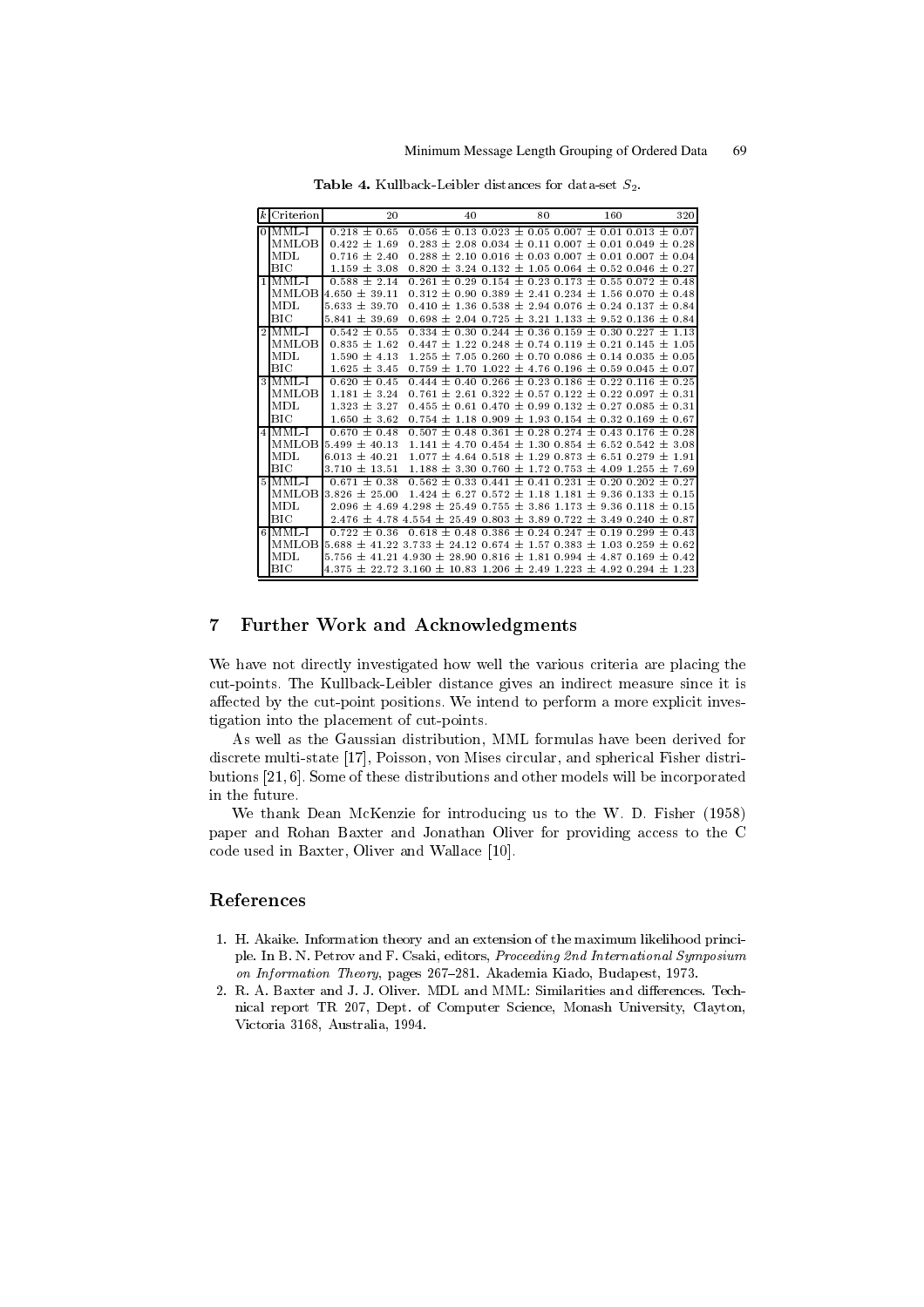**Table 4.** Kullback-Leibler distances for data-set $S_2$.

| $k$ | Criterion | 20 | 40 | 80 | 160 | 320 |
|---|---|---|---|---|---|---|
| 0 | MML-I | 0.218 ± 0.65 | 0.056 ± 0.13 | 0.023 ± 0.05 | 0.007 ± 0.01 | 0.013 ± 0.07 |
| | MMLOB | 0.422 ± 1.69 | 0.283 ± 2.08 | 0.034 ± 0.11 | 0.007 ± 0.01 | 0.049 ± 0.28 |
| | MDL | 0.716 ± 2.40 | 0.288 ± 2.10 | 0.016 ± 0.03 | 0.007 ± 0.01 | 0.007 ± 0.04 |
| | BIC | 1.159 ± 3.08 | 0.820 ± 3.24 | 0.132 ± 1.05 | 0.064 ± 0.52 | 0.046 ± 0.27 |
| 1 | MML-I | 0.588 ± 2.14 | 0.261 ± 0.29 | 0.154 ± 0.23 | 0.173 ± 0.55 | 0.072 ± 0.48 |
| | MMLOB | 4.650 ± 39.11 | 0.312 ± 0.90 | 0.389 ± 2.41 | 0.234 ± 1.56 | 0.070 ± 0.48 |
| | MDL | 5.633 ± 39.70 | 0.410 ± 1.36 | 0.538 ± 2.94 | 0.076 ± 0.24 | 0.137 ± 0.84 |
| | BIC | 5.841 ± 39.69 | 0.698 ± 2.04 | 0.725 ± 3.21 | 1.133 ± 9.52 | 0.136 ± 0.84 |
| 2 | MML-I | 0.542 ± 0.55 | 0.334 ± 0.30 | 0.244 ± 0.36 | 0.159 ± 0.30 | 0.227 ± 1.13 |
| | MMLOB | 0.835 ± 1.62 | 0.447 ± 1.22 | 0.248 ± 0.74 | 0.119 ± 0.21 | 0.145 ± 1.05 |
| | MDL | 1.590 ± 4.13 | 1.255 ± 7.05 | 0.260 ± 0.70 | 0.086 ± 0.14 | 0.035 ± 0.05 |
| | BIC | 1.625 ± 3.45 | 0.759 ± 1.70 | 1.022 ± 4.76 | 0.196 ± 0.59 | 0.045 ± 0.07 |
| 3 | MML-I | 0.620 ± 0.45 | 0.444 ± 0.40 | 0.266 ± 0.23 | 0.186 ± 0.22 | 0.116 ± 0.25 |
| | MMLOB | 1.181 ± 3.24 | 0.761 ± 2.61 | 0.322 ± 0.57 | 0.122 ± 0.22 | 0.097 ± 0.31 |
| | MDL | 1.323 ± 3.27 | 0.455 ± 0.61 | 0.470 ± 0.99 | 0.132 ± 0.27 | 0.085 ± 0.31 |
| | BIC | 1.650 ± 3.62 | 0.754 ± 1.18 | 0.909 ± 1.93 | 0.154 ± 0.32 | 0.169 ± 0.67 |
| 4 | MML-I | 0.670 ± 0.48 | 0.507 ± 0.48 | 0.361 ± 0.28 | 0.274 ± 0.43 | 0.176 ± 0.28 |
| | MMLOB | 5.499 ± 40.13 | 1.141 ± 4.70 | 0.454 ± 1.30 | 0.854 ± 6.52 | 0.542 ± 3.08 |
| | MDL | 6.013 ± 40.21 | 1.077 ± 4.64 | 0.518 ± 1.29 | 0.873 ± 6.51 | 0.279 ± 1.91 |
| | BIC | 3.710 ± 13.51 | 1.188 ± 3.30 | 0.760 ± 1.72 | 0.753 ± 4.09 | 1.255 ± 7.69 |
| 5 | MML-I | 0.671 ± 0.38 | 0.562 ± 0.33 | 0.441 ± 0.41 | 0.231 ± 0.20 | 0.202 ± 0.27 |
| | MMLOB | 3.826 ± 25.00 | 1.424 ± 6.27 | 0.572 ± 1.18 | 1.181 ± 9.36 | 0.133 ± 0.15 |
| | MDL | 2.096 ± 4.69 | 4.298 ± 25.49 | 0.755 ± 3.86 | 1.173 ± 9.36 | 0.118 ± 0.15 |
| | BIC | 2.476 ± 4.78 | 4.554 ± 25.49 | 0.803 ± 3.89 | 0.722 ± 3.49 | 0.240 ± 0.87 |
| 6 | MML-I | 0.722 ± 0.36 | 0.618 ± 0.48 | 0.386 ± 0.24 | 0.247 ± 0.19 | 0.299 ± 0.43 |
| | MMLOB | 5.688 ± 41.22 | 3.733 ± 24.12 | 0.674 ± 1.57 | 0.383 ± 1.03 | 0.259 ± 0.62 |
| | MDL | 5.756 ± 41.21 | 4.930 ± 28.90 | 0.816 ± 1.81 | 0.994 ± 4.87 | 0.169 ± 0.42 |
| | BIC | 4.375 ± 22.72 | 3.160 ± 10.83 | 1.206 ± 2.49 | 1.223 ± 4.92 | 0.294 ± 1.23 |

## 7 Further Work and Acknowledgments

We have not directly investigated how well the various criteria are placing the cut-points. The Kullback-Leibler distance gives an indirect measure since it is affected by the cut-point positions. We intend to perform a more explicit investigation into the placement of cut-points.

As well as the Gaussian distribution, MML formulas have been derived for discrete multi-state [17], Poisson, von Mises circular, and spherical Fisher distributions [21, 6]. Some of these distributions and other models will be incorporated in the future.

We thank Dean McKenzie for introducing us to the W. D. Fisher (1958) paper and Rohan Baxter and Jonathan Oliver for providing access to the C code used in Baxter, Oliver and Wallace [10].

## References

1. H. Akaike. Information theory and an extension of the maximum likelihood principle. In B. N. Petrov and F. Csaki, editors, *Proceeding 2nd International Symposium on Information Theory*, pages 267–281. Akademia Kiado, Budapest, 1973.
2. R. A. Baxter and J. J. Oliver. MDL and MML: Similarities and differences. Technical report TR 207, Dept. of Computer Science, Monash University, Clayton, Victoria 3168, Australia, 1994.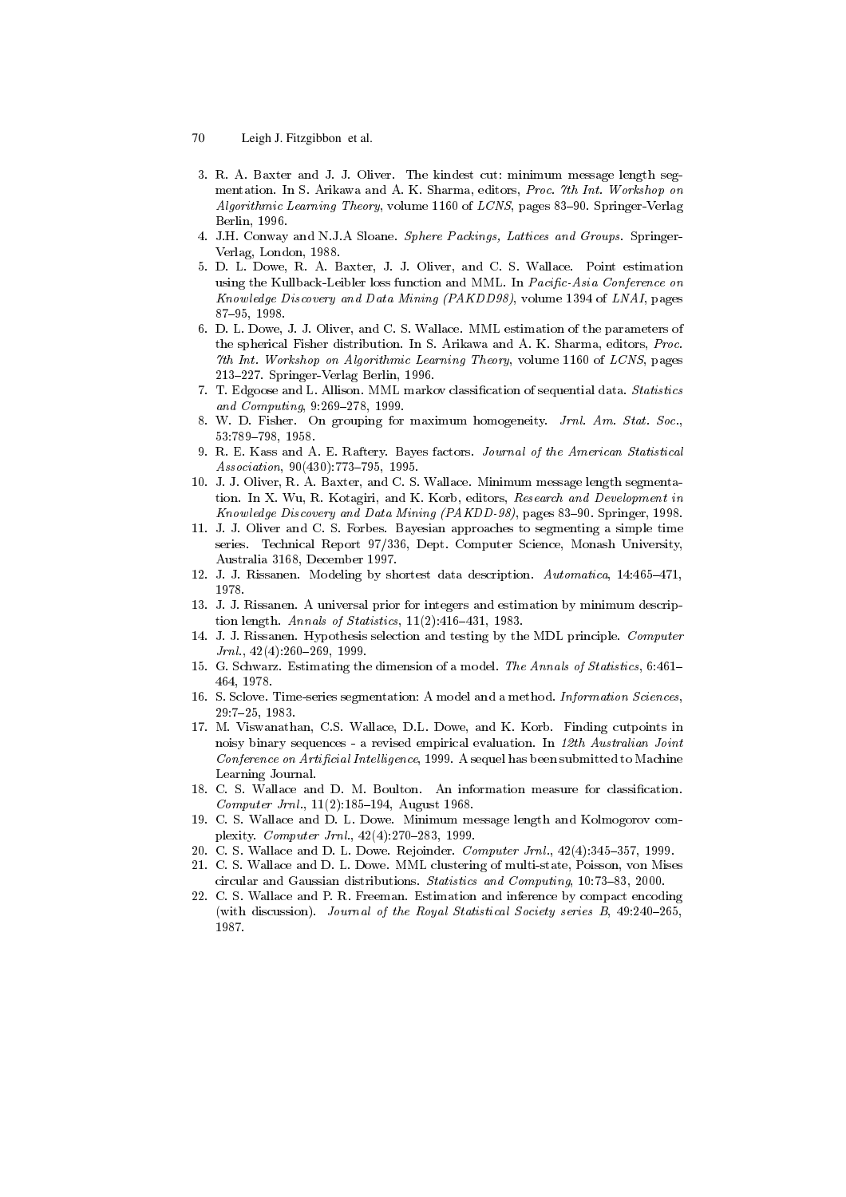3. R. A. Baxter and J. J. Oliver. The kindest cut: minimum message length segmentation. In S. Arikawa and A. K. Sharma, editors, *Proc. 7th Int. Workshop on Algorithmic Learning Theory*, volume 1160 of *LCNS*, pages 83–90. Springer-Verlag Berlin, 1996.
4. J.H. Conway and N.J.A Sloane. *Sphere Packings, Lattices and Groups*. Springer-Verlag, London, 1988.
5. D. L. Dowe, R. A. Baxter, J. J. Oliver, and C. S. Wallace. Point estimation using the Kullback-Leibler loss function and MML. In *Pacific-Asia Conference on Knowledge Discovery and Data Mining (PAKDD98)*, volume 1394 of *LNAI*, pages 87–95, 1998.
6. D. L. Dowe, J. J. Oliver, and C. S. Wallace. MML estimation of the parameters of the spherical Fisher distribution. In S. Arikawa and A. K. Sharma, editors, *Proc. 7th Int. Workshop on Algorithmic Learning Theory*, volume 1160 of *LCNS*, pages 213–227. Springer-Verlag Berlin, 1996.
7. T. Edgoose and L. Allison. MML markov classification of sequential data. *Statistics and Computing*, 9:269–278, 1999.
8. W. D. Fisher. On grouping for maximum homogeneity. *Jrnl. Am. Stat. Soc.*, 53:789–798, 1958.
9. R. E. Kass and A. E. Raftery. Bayes factors. *Journal of the American Statistical Association*, 90(430):773–795, 1995.
10. J. J. Oliver, R. A. Baxter, and C. S. Wallace. Minimum message length segmentation. In X. Wu, R. Kotagiri, and K. Korb, editors, *Research and Development in Knowledge Discovery and Data Mining (PAKDD-98)*, pages 83–90. Springer, 1998.
11. J. J. Oliver and C. S. Forbes. Bayesian approaches to segmenting a simple time series. Technical Report 97/336, Dept. Computer Science, Monash University, Australia 3168, December 1997.
12. J. J. Rissanen. Modeling by shortest data description. *Automatica*, 14:465–471, 1978.
13. J. J. Rissanen. A universal prior for integers and estimation by minimum description length. *Annals of Statistics*, 11(2):416–431, 1983.
14. J. J. Rissanen. Hypothesis selection and testing by the MDL principle. *Computer Jrnl.*, 42(4):260–269, 1999.
15. G. Schwarz. Estimating the dimension of a model. *The Annals of Statistics*, 6:461–464, 1978.
16. S. Sclove. Time-series segmentation: A model and a method. *Information Sciences*, 29:7–25, 1983.
17. M. Viswanathan, C.S. Wallace, D.L. Dowe, and K. Korb. Finding cutpoints in noisy binary sequences - a revised empirical evaluation. In *12th Australian Joint Conference on Artificial Intelligence*, 1999. A sequel has been submitted to Machine Learning Journal.
18. C. S. Wallace and D. M. Boulton. An information measure for classification. *Computer Jrnl.*, 11(2):185–194, August 1968.
19. C. S. Wallace and D. L. Dowe. Minimum message length and Kolmogorov complexity. *Computer Jrnl.*, 42(4):270–283, 1999.
20. C. S. Wallace and D. L. Dowe. Rejoinder. *Computer Jrnl.*, 42(4):345–357, 1999.
21. C. S. Wallace and D. L. Dowe. MML clustering of multi-state, Poisson, von Mises circular and Gaussian distributions. *Statistics and Computing*, 10:73–83, 2000.
22. C. S. Wallace and P. R. Freeman. Estimation and inference by compact encoding (with discussion). *Journal of the Royal Statistical Society series B*, 49:240–265, 1987.